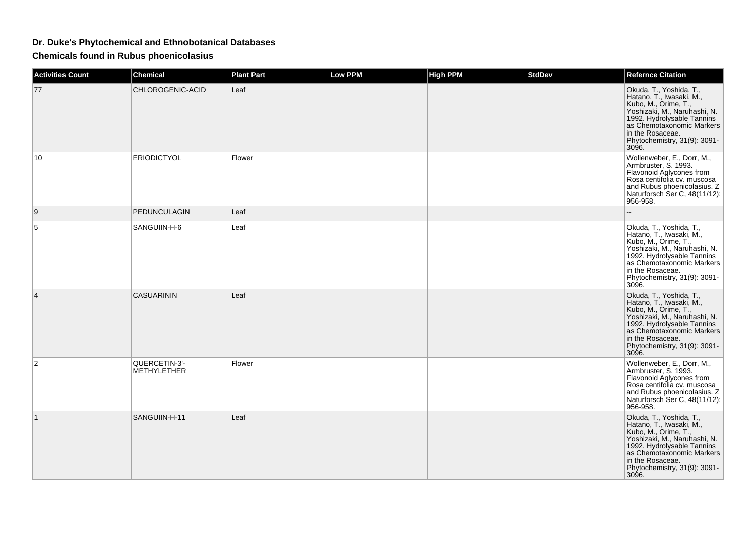# Dr. Duke's Phytochemical and Ethnobotanical Databases

## Chemicals found in Rubus phoenicolasius

| Activities Count | Chemical | Plant Part | Low PPM | High PPM | StdDev | Refernce Citation |
| --- | --- | --- | --- | --- | --- | --- |
| 77 | CHLOROGENIC-ACID | Leaf | | | | Okuda, T., Yoshida, T., Hatano, T., Iwasaki, M., Kubo, M., Orime, T., Yoshizaki, M., Naruhashi, N. 1992. Hydrolysable Tannins as Chemotaxonomic Markers in the Rosaceae. Phytochemistry, 31(9): 3091-3096. |
| 10 | ERIODICTYOL | Flower | | | | Wollenweber, E., Dorr, M., Armbruster, S. 1993. Flavonoid Aglycones from Rosa centifolia cv. muscosa and Rubus phoenicolasius. Z Naturforsch Ser C, 48(11/12): 956-958. |
| 9 | PEDUNCULAGIN | Leaf | | | | -- |
| 5 | SANGUIIN-H-6 | Leaf | | | | Okuda, T., Yoshida, T., Hatano, T., Iwasaki, M., Kubo, M., Orime, T., Yoshizaki, M., Naruhashi, N. 1992. Hydrolysable Tannins as Chemotaxonomic Markers in the Rosaceae. Phytochemistry, 31(9): 3091-3096. |
| 4 | CASUARININ | Leaf | | | | Okuda, T., Yoshida, T., Hatano, T., Iwasaki, M., Kubo, M., Orime, T., Yoshizaki, M., Naruhashi, N. 1992. Hydrolysable Tannins as Chemotaxonomic Markers in the Rosaceae. Phytochemistry, 31(9): 3091-3096. |
| 2 | QUERCETIN-3'-METHYLETHER | Flower | | | | Wollenweber, E., Dorr, M., Armbruster, S. 1993. Flavonoid Aglycones from Rosa centifolia cv. muscosa and Rubus phoenicolasius. Z Naturforsch Ser C, 48(11/12): 956-958. |
| 1 | SANGUIIN-H-11 | Leaf | | | | Okuda, T., Yoshida, T., Hatano, T., Iwasaki, M., Kubo, M., Orime, T., Yoshizaki, M., Naruhashi, N. 1992. Hydrolysable Tannins as Chemotaxonomic Markers in the Rosaceae. Phytochemistry, 31(9): 3091-3096. |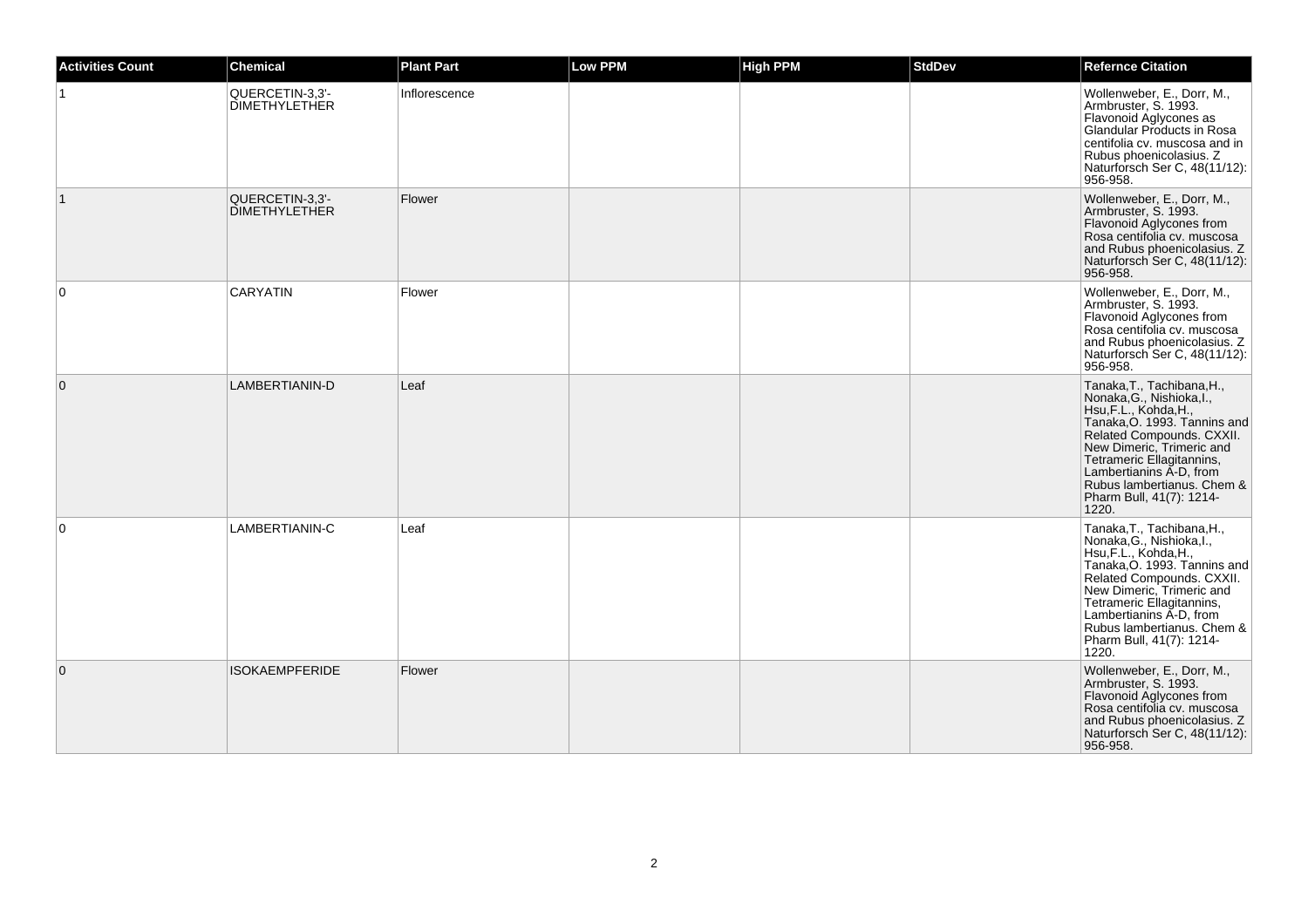| Activities Count | Chemical | Plant Part | Low PPM | High PPM | StdDev | Refernce Citation |
|---|---|---|---|---|---|---|
| 1 | QUERCETIN-3,3'-DIMETHYLETHER | Inflorescence | | | | Wollenweber, E., Dorr, M., Armbruster, S. 1993. Flavonoid Aglycones as Glandular Products in Rosa centifolia cv. muscosa and in Rubus phoenicolasius. Z Naturforsch Ser C, 48(11/12): 956-958. |
| 1 | QUERCETIN-3,3'-DIMETHYLETHER | Flower | | | | Wollenweber, E., Dorr, M., Armbruster, S. 1993. Flavonoid Aglycones from Rosa centifolia cv. muscosa and Rubus phoenicolasius. Z Naturforsch Ser C, 48(11/12): 956-958. |
| 0 | CARYATIN | Flower | | | | Wollenweber, E., Dorr, M., Armbruster, S. 1993. Flavonoid Aglycones from Rosa centifolia cv. muscosa and Rubus phoenicolasius. Z Naturforsch Ser C, 48(11/12): 956-958. |
| 0 | LAMBERTIANIN-D | Leaf | | | | Tanaka,T., Tachibana,H., Nonaka,G., Nishioka,I., Hsu,F.L., Kohda,H., Tanaka,O. 1993. Tannins and Related Compounds. CXXII. New Dimeric, Trimeric and Tetrameric Ellagitannins, Lambertianins A-D, from Rubus lambertianus. Chem & Pharm Bull, 41(7): 1214-1220. |
| 0 | LAMBERTIANIN-C | Leaf | | | | Tanaka,T., Tachibana,H., Nonaka,G., Nishioka,I., Hsu,F.L., Kohda,H., Tanaka,O. 1993. Tannins and Related Compounds. CXXII. New Dimeric, Trimeric and Tetrameric Ellagitannins, Lambertianins A-D, from Rubus lambertianus. Chem & Pharm Bull, 41(7): 1214-1220. |
| 0 | ISOKAEMPFERIDE | Flower | | | | Wollenweber, E., Dorr, M., Armbruster, S. 1993. Flavonoid Aglycones from Rosa centifolia cv. muscosa and Rubus phoenicolasius. Z Naturforsch Ser C, 48(11/12): 956-958. |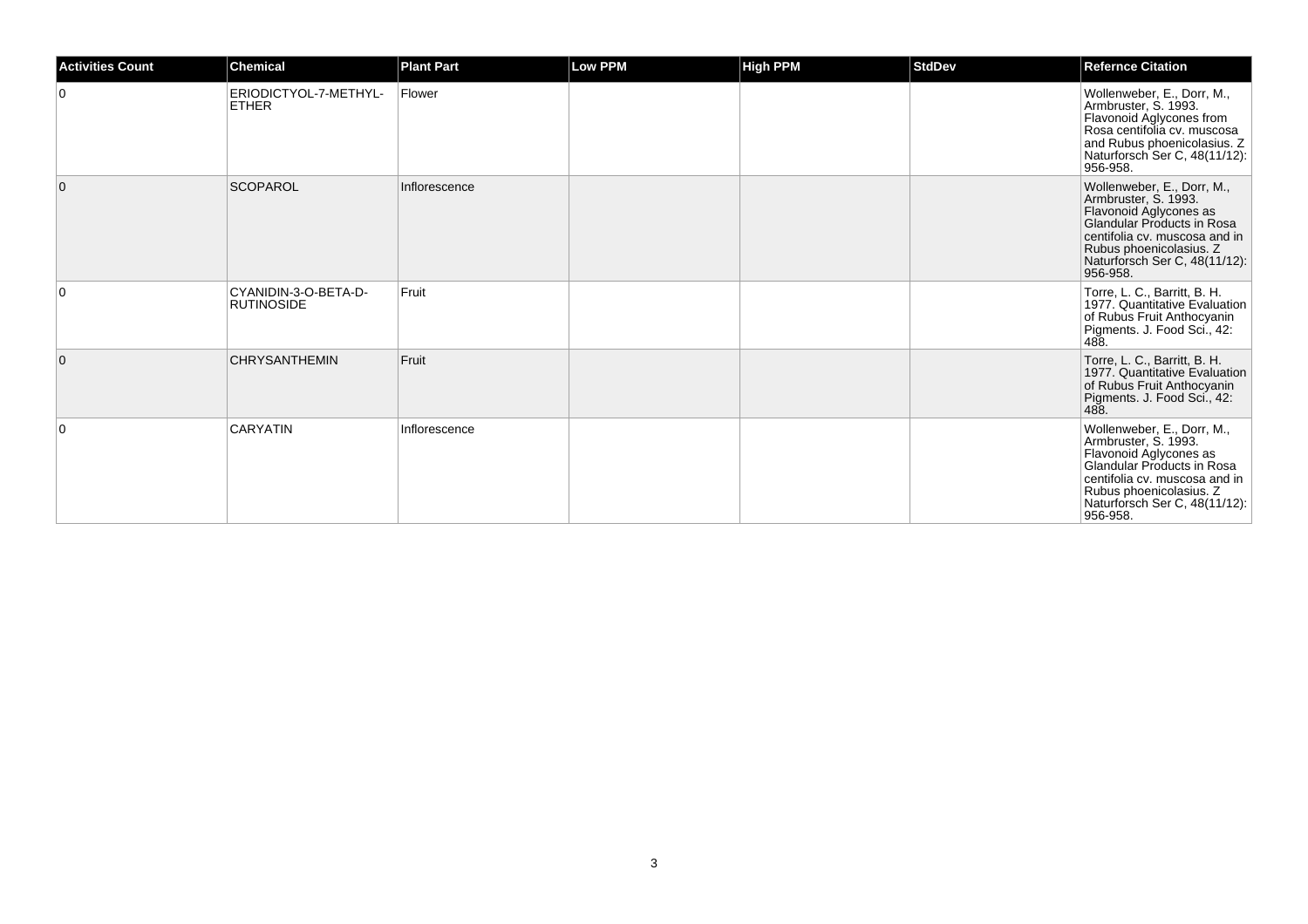| Activities Count | Chemical | Plant Part | Low PPM | High PPM | StdDev | Refernce Citation |
|---|---|---|---|---|---|---|
| 0 | ERIODICTYOL-7-METHYL-ETHER | Flower | | | | Wollenweber, E., Dorr, M., Armbruster, S. 1993. Flavonoid Aglycones from Rosa centifolia cv. muscosa and Rubus phoenicolasius. Z Naturforsch Ser C, 48(11/12): 956-958. |
| 0 | SCOPAROL | Inflorescence | | | | Wollenweber, E., Dorr, M., Armbruster, S. 1993. Flavonoid Aglycones as Glandular Products in Rosa centifolia cv. muscosa and in Rubus phoenicolasius. Z Naturforsch Ser C, 48(11/12): 956-958. |
| 0 | CYANIDIN-3-O-BETA-D-RUTINOSIDE | Fruit | | | | Torre, L. C., Barritt, B. H. 1977. Quantitative Evaluation of Rubus Fruit Anthocyanin Pigments. J. Food Sci., 42: 488. |
| 0 | CHRYSANTHEMIN | Fruit | | | | Torre, L. C., Barritt, B. H. 1977. Quantitative Evaluation of Rubus Fruit Anthocyanin Pigments. J. Food Sci., 42: 488. |
| 0 | CARYATIN | Inflorescence | | | | Wollenweber, E., Dorr, M., Armbruster, S. 1993. Flavonoid Aglycones as Glandular Products in Rosa centifolia cv. muscosa and in Rubus phoenicolasius. Z Naturforsch Ser C, 48(11/12): 956-958. |